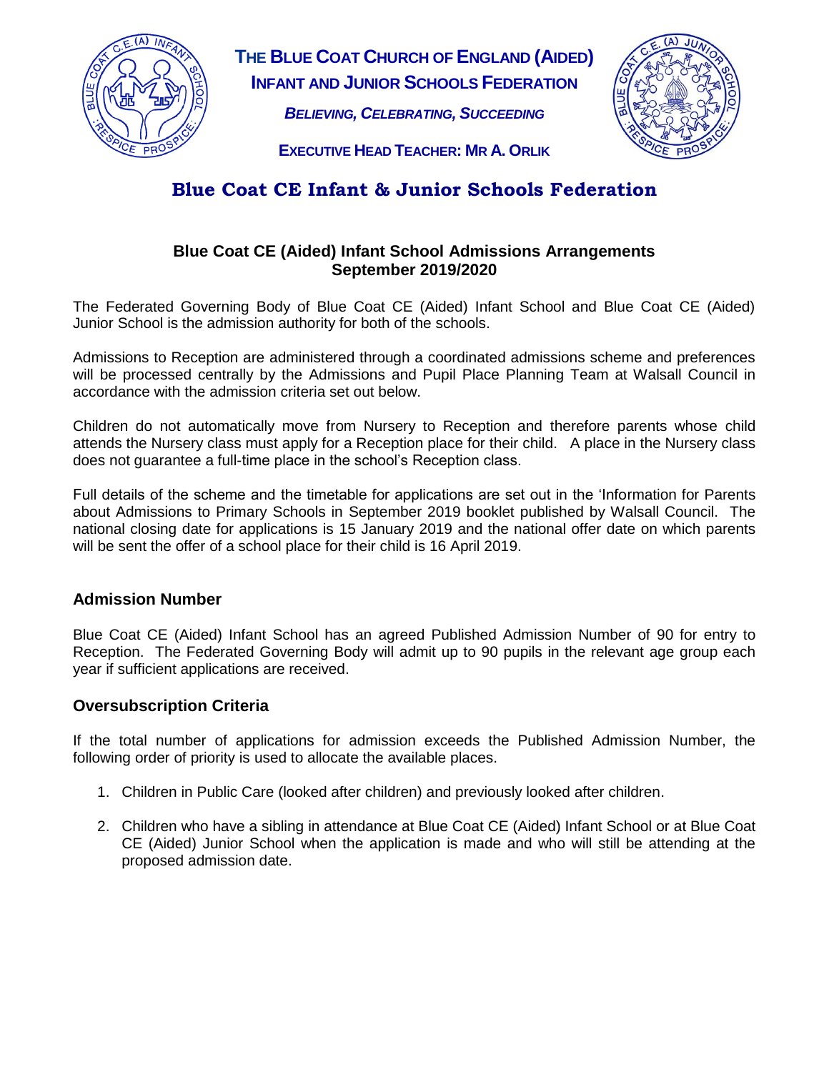**THE BLUE COAT CHURCH OF ENGLAND (AIDED)**
**INFANT AND JUNIOR SCHOOLS FEDERATION**

***BELIEVING, CELEBRATING, SUCCEEDING***

**EXECUTIVE HEAD TEACHER: MR A. ORLIK**

# Blue Coat CE Infant & Junior Schools Federation

## Blue Coat CE (Aided) Infant School Admissions Arrangements September 2019/2020

The Federated Governing Body of Blue Coat CE (Aided) Infant School and Blue Coat CE (Aided) Junior School is the admission authority for both of the schools.

Admissions to Reception are administered through a coordinated admissions scheme and preferences will be processed centrally by the Admissions and Pupil Place Planning Team at Walsall Council in accordance with the admission criteria set out below.

Children do not automatically move from Nursery to Reception and therefore parents whose child attends the Nursery class must apply for a Reception place for their child. A place in the Nursery class does not guarantee a full-time place in the school's Reception class.

Full details of the scheme and the timetable for applications are set out in the 'Information for Parents about Admissions to Primary Schools in September 2019 booklet published by Walsall Council. The national closing date for applications is 15 January 2019 and the national offer date on which parents will be sent the offer of a school place for their child is 16 April 2019.

### Admission Number

Blue Coat CE (Aided) Infant School has an agreed Published Admission Number of 90 for entry to Reception. The Federated Governing Body will admit up to 90 pupils in the relevant age group each year if sufficient applications are received.

### Oversubscription Criteria

If the total number of applications for admission exceeds the Published Admission Number, the following order of priority is used to allocate the available places.

1. Children in Public Care (looked after children) and previously looked after children.
2. Children who have a sibling in attendance at Blue Coat CE (Aided) Infant School or at Blue Coat CE (Aided) Junior School when the application is made and who will still be attending at the proposed admission date.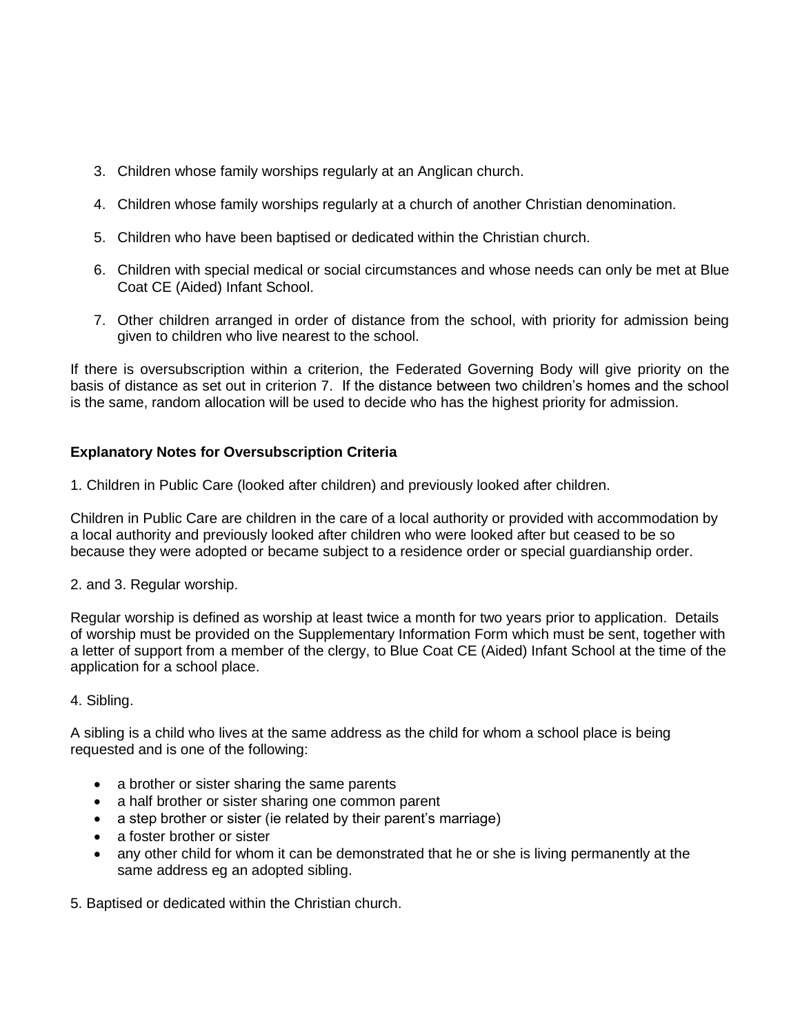3. Children whose family worships regularly at an Anglican church.

4. Children whose family worships regularly at a church of another Christian denomination.

5. Children who have been baptised or dedicated within the Christian church.

6. Children with special medical or social circumstances and whose needs can only be met at Blue Coat CE (Aided) Infant School.

7. Other children arranged in order of distance from the school, with priority for admission being given to children who live nearest to the school.

If there is oversubscription within a criterion, the Federated Governing Body will give priority on the basis of distance as set out in criterion 7. If the distance between two children's homes and the school is the same, random allocation will be used to decide who has the highest priority for admission.

**Explanatory Notes for Oversubscription Criteria**

1. Children in Public Care (looked after children) and previously looked after children.

Children in Public Care are children in the care of a local authority or provided with accommodation by a local authority and previously looked after children who were looked after but ceased to be so because they were adopted or became subject to a residence order or special guardianship order.

2. and 3. Regular worship.

Regular worship is defined as worship at least twice a month for two years prior to application. Details of worship must be provided on the Supplementary Information Form which must be sent, together with a letter of support from a member of the clergy, to Blue Coat CE (Aided) Infant School at the time of the application for a school place.

4. Sibling.

A sibling is a child who lives at the same address as the child for whom a school place is being requested and is one of the following:

- a brother or sister sharing the same parents
- a half brother or sister sharing one common parent
- a step brother or sister (ie related by their parent's marriage)
- a foster brother or sister
- any other child for whom it can be demonstrated that he or she is living permanently at the same address eg an adopted sibling.

5. Baptised or dedicated within the Christian church.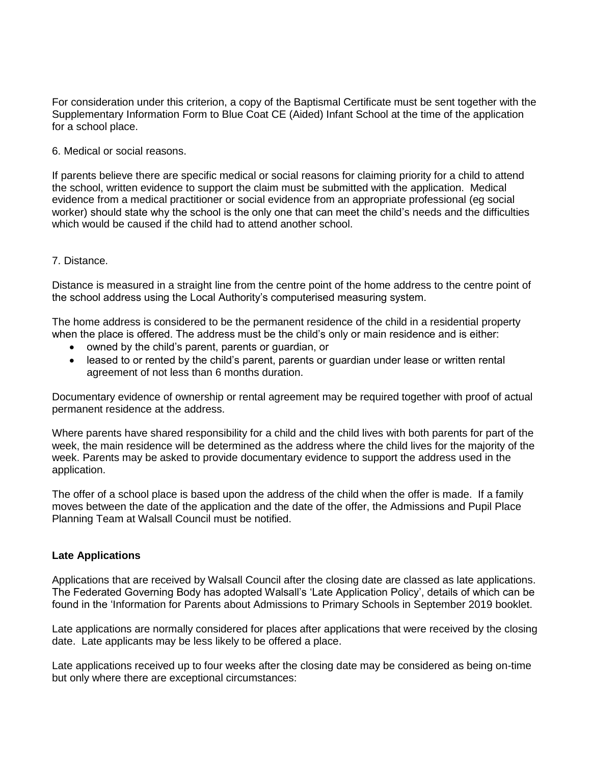For consideration under this criterion, a copy of the Baptismal Certificate must be sent together with the Supplementary Information Form to Blue Coat CE (Aided) Infant School at the time of the application for a school place.

6. Medical or social reasons.

If parents believe there are specific medical or social reasons for claiming priority for a child to attend the school, written evidence to support the claim must be submitted with the application. Medical evidence from a medical practitioner or social evidence from an appropriate professional (eg social worker) should state why the school is the only one that can meet the child's needs and the difficulties which would be caused if the child had to attend another school.

7. Distance.

Distance is measured in a straight line from the centre point of the home address to the centre point of the school address using the Local Authority's computerised measuring system.

The home address is considered to be the permanent residence of the child in a residential property when the place is offered. The address must be the child's only or main residence and is either:

- owned by the child's parent, parents or guardian, or
- leased to or rented by the child's parent, parents or guardian under lease or written rental agreement of not less than 6 months duration.

Documentary evidence of ownership or rental agreement may be required together with proof of actual permanent residence at the address.

Where parents have shared responsibility for a child and the child lives with both parents for part of the week, the main residence will be determined as the address where the child lives for the majority of the week. Parents may be asked to provide documentary evidence to support the address used in the application.

The offer of a school place is based upon the address of the child when the offer is made. If a family moves between the date of the application and the date of the offer, the Admissions and Pupil Place Planning Team at Walsall Council must be notified.

**Late Applications**

Applications that are received by Walsall Council after the closing date are classed as late applications. The Federated Governing Body has adopted Walsall's 'Late Application Policy', details of which can be found in the 'Information for Parents about Admissions to Primary Schools in September 2019 booklet.

Late applications are normally considered for places after applications that were received by the closing date. Late applicants may be less likely to be offered a place.

Late applications received up to four weeks after the closing date may be considered as being on-time but only where there are exceptional circumstances: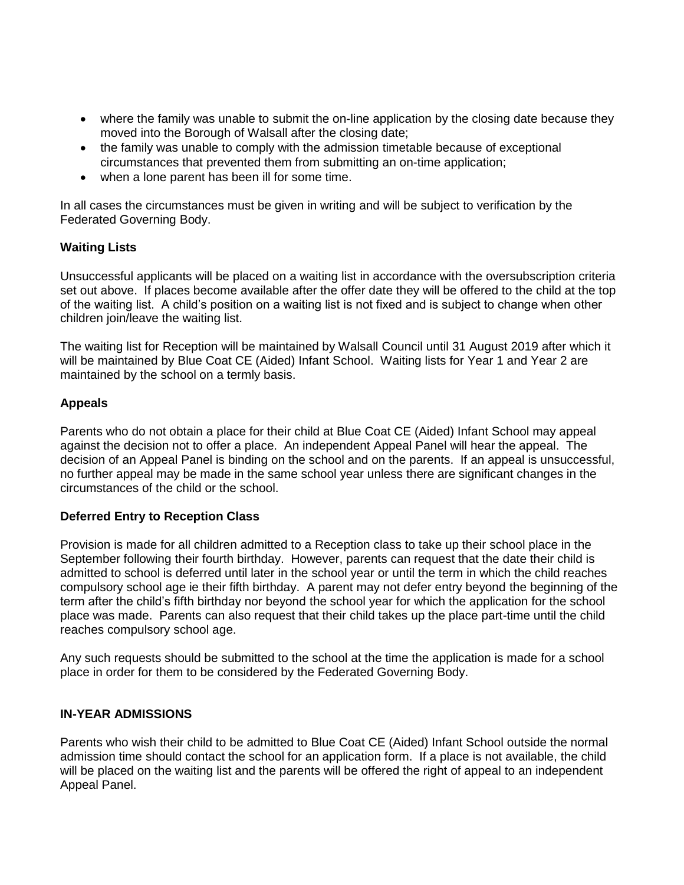- where the family was unable to submit the on-line application by the closing date because they moved into the Borough of Walsall after the closing date;
- the family was unable to comply with the admission timetable because of exceptional circumstances that prevented them from submitting an on-time application;
- when a lone parent has been ill for some time.

In all cases the circumstances must be given in writing and will be subject to verification by the Federated Governing Body.

**Waiting Lists**

Unsuccessful applicants will be placed on a waiting list in accordance with the oversubscription criteria set out above. If places become available after the offer date they will be offered to the child at the top of the waiting list. A child's position on a waiting list is not fixed and is subject to change when other children join/leave the waiting list.

The waiting list for Reception will be maintained by Walsall Council until 31 August 2019 after which it will be maintained by Blue Coat CE (Aided) Infant School. Waiting lists for Year 1 and Year 2 are maintained by the school on a termly basis.

**Appeals**

Parents who do not obtain a place for their child at Blue Coat CE (Aided) Infant School may appeal against the decision not to offer a place. An independent Appeal Panel will hear the appeal. The decision of an Appeal Panel is binding on the school and on the parents. If an appeal is unsuccessful, no further appeal may be made in the same school year unless there are significant changes in the circumstances of the child or the school.

**Deferred Entry to Reception Class**

Provision is made for all children admitted to a Reception class to take up their school place in the September following their fourth birthday. However, parents can request that the date their child is admitted to school is deferred until later in the school year or until the term in which the child reaches compulsory school age ie their fifth birthday. A parent may not defer entry beyond the beginning of the term after the child's fifth birthday nor beyond the school year for which the application for the school place was made. Parents can also request that their child takes up the place part-time until the child reaches compulsory school age.

Any such requests should be submitted to the school at the time the application is made for a school place in order for them to be considered by the Federated Governing Body.

**IN-YEAR ADMISSIONS**

Parents who wish their child to be admitted to Blue Coat CE (Aided) Infant School outside the normal admission time should contact the school for an application form. If a place is not available, the child will be placed on the waiting list and the parents will be offered the right of appeal to an independent Appeal Panel.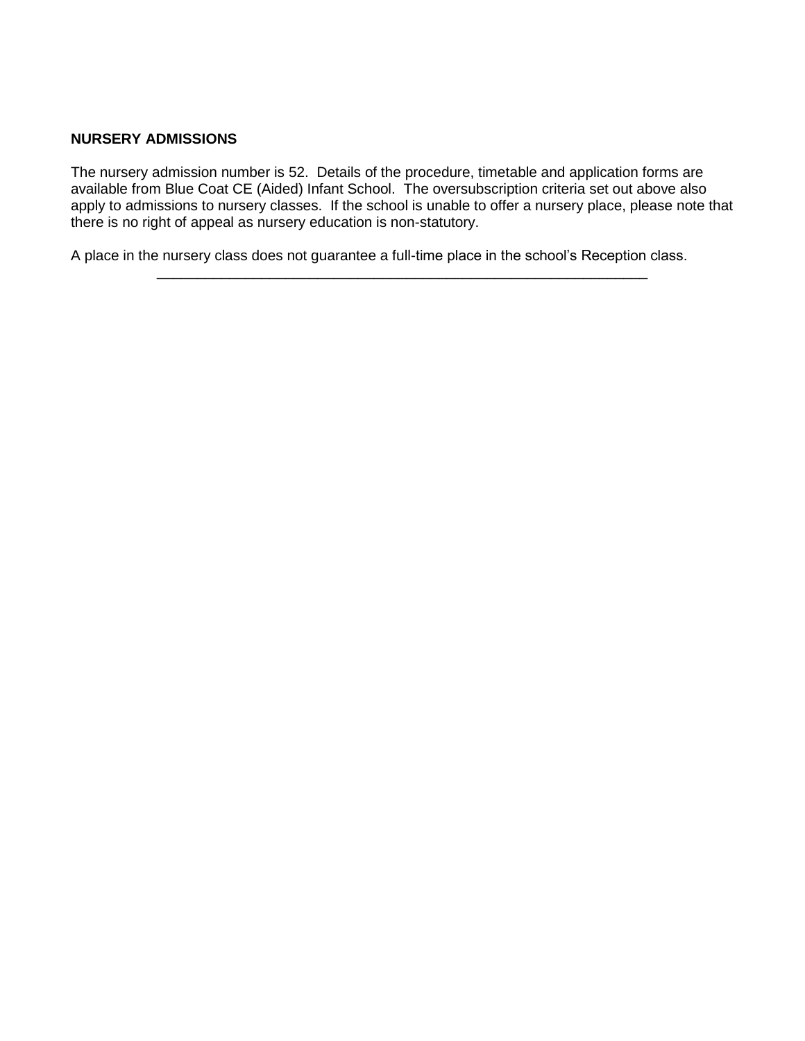**NURSERY ADMISSIONS**

The nursery admission number is 52. Details of the procedure, timetable and application forms are available from Blue Coat CE (Aided) Infant School. The oversubscription criteria set out above also apply to admissions to nursery classes. If the school is unable to offer a nursery place, please note that there is no right of appeal as nursery education is non-statutory.

A place in the nursery class does not guarantee a full-time place in the school's Reception class.

---